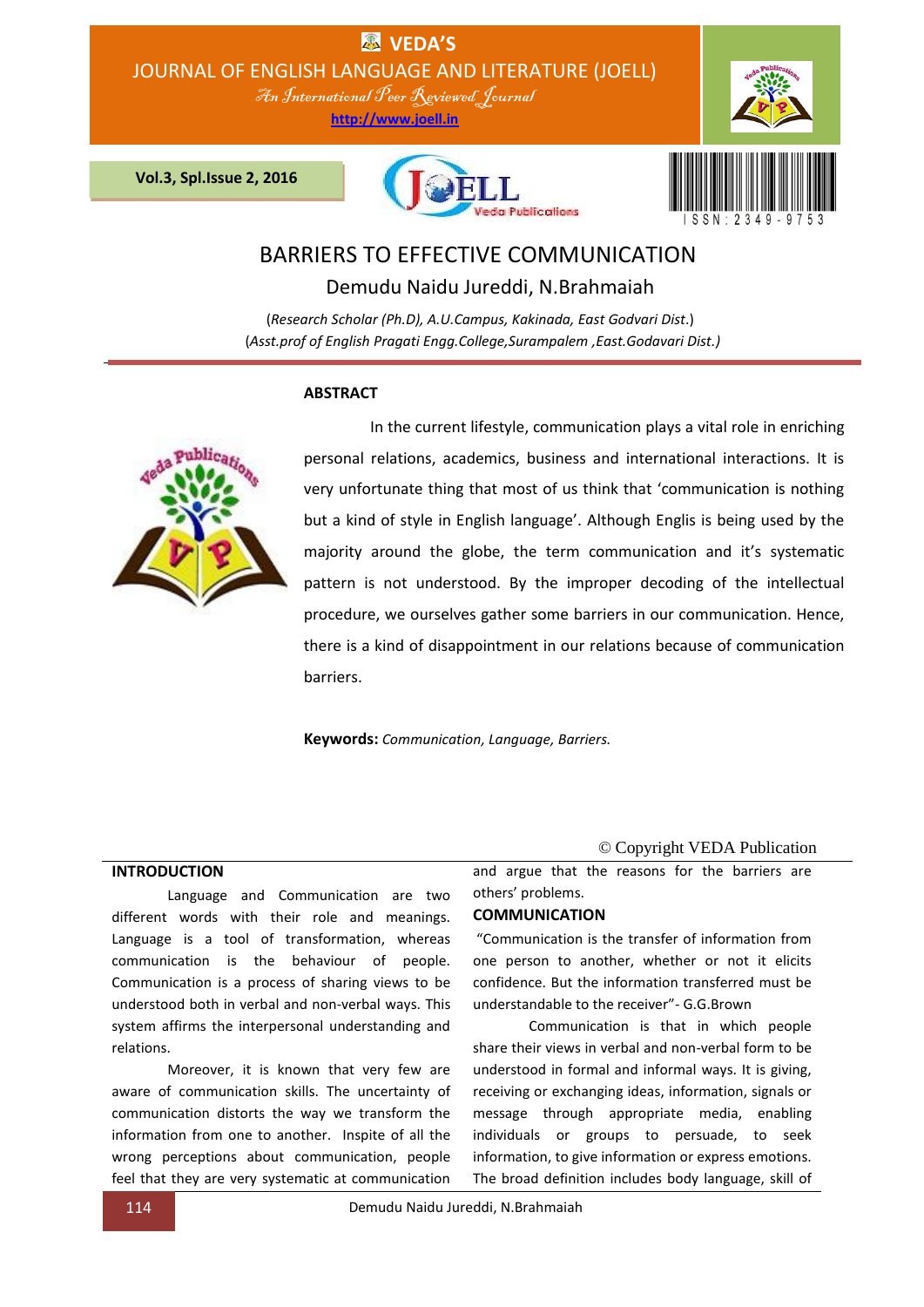# BARRIERS TO EFFECTIVE COMMUNICATION

Demudu Naidu Jureddi, N.Brahmaiah

(*Research Scholar (Ph.D), A.U.Campus, Kakinada, East Godvari Dist*.)
(*Asst.prof of English Pragati Engg.College,Surampalem ,East.Godavari Dist.)*

**ABSTRACT**

In the current lifestyle, communication plays a vital role in enriching personal relations, academics, business and international interactions. It is very unfortunate thing that most of us think that 'communication is nothing but a kind of style in English language'. Although Englis is being used by the majority around the globe, the term communication and it's systematic pattern is not understood. By the improper decoding of the intellectual procedure, we ourselves gather some barriers in our communication. Hence, there is a kind of disappointment in our relations because of communication barriers.

**Keywords:** *Communication, Language, Barriers.*

© Copyright VEDA Publication

## INTRODUCTION

Language and Communication are two different words with their role and meanings. Language is a tool of transformation, whereas communication is the behaviour of people. Communication is a process of sharing views to be understood both in verbal and non-verbal ways. This system affirms the interpersonal understanding and relations.

Moreover, it is known that very few are aware of communication skills. The uncertainty of communication distorts the way we transform the information from one to another. Inspite of all the wrong perceptions about communication, people feel that they are very systematic at communication and argue that the reasons for the barriers are others' problems.

## COMMUNICATION

"Communication is the transfer of information from one person to another, whether or not it elicits confidence. But the information transferred must be understandable to the receiver"- G.G.Brown

Communication is that in which people share their views in verbal and non-verbal form to be understood in formal and informal ways. It is giving, receiving or exchanging ideas, information, signals or message through appropriate media, enabling individuals or groups to persuade, to seek information, to give information or express emotions. The broad definition includes body language, skill of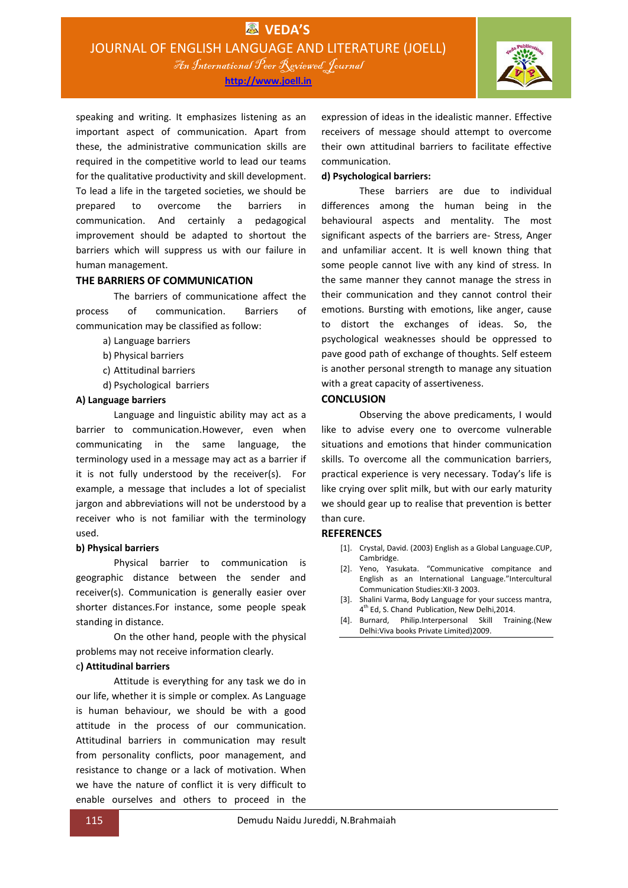speaking and writing. It emphasizes listening as an important aspect of communication. Apart from these, the administrative communication skills are required in the competitive world to lead our teams for the qualitative productivity and skill development. To lead a life in the targeted societies, we should be prepared to overcome the barriers in communication. And certainly a pedagogical improvement should be adapted to shortout the barriers which will suppress us with our failure in human management.

## THE BARRIERS OF COMMUNICATION

The barriers of communicatione affect the process of communication. Barriers of communication may be classified as follow:

a) Language barriers
b) Physical barriers
c) Attitudinal barriers
d) Psychological barriers

### A) Language barriers

Language and linguistic ability may act as a barrier to communication.However, even when communicating in the same language, the terminology used in a message may act as a barrier if it is not fully understood by the receiver(s). For example, a message that includes a lot of specialist jargon and abbreviations will not be understood by a receiver who is not familiar with the terminology used.

### b) Physical barriers

Physical barrier to communication is geographic distance between the sender and receiver(s). Communication is generally easier over shorter distances.For instance, some people speak standing in distance.

On the other hand, people with the physical problems may not receive information clearly.

### c) Attitudinal barriers

Attitude is everything for any task we do in our life, whether it is simple or complex. As Language is human behaviour, we should be with a good attitude in the process of our communication. Attitudinal barriers in communication may result from personality conflicts, poor management, and resistance to change or a lack of motivation. When we have the nature of conflict it is very difficult to enable ourselves and others to proceed in the expression of ideas in the idealistic manner. Effective receivers of message should attempt to overcome their own attitudinal barriers to facilitate effective communication.

### d) Psychological barriers:

These barriers are due to individual differences among the human being in the behavioural aspects and mentality. The most significant aspects of the barriers are- Stress, Anger and unfamiliar accent. It is well known thing that some people cannot live with any kind of stress. In the same manner they cannot manage the stress in their communication and they cannot control their emotions. Bursting with emotions, like anger, cause to distort the exchanges of ideas. So, the psychological weaknesses should be oppressed to pave good path of exchange of thoughts. Self esteem is another personal strength to manage any situation with a great capacity of assertiveness.

## CONCLUSION

Observing the above predicaments, I would like to advise every one to overcome vulnerable situations and emotions that hinder communication skills. To overcome all the communication barriers, practical experience is very necessary. Today's life is like crying over split milk, but with our early maturity we should gear up to realise that prevention is better than cure.

## REFERENCES

[1]. Crystal, David. (2003) English as a Global Language.CUP, Cambridge.

[2]. Yeno, Yasukata. "Communicative compitance and English as an International Language."Intercultural Communication Studies:XII-3 2003.

[3]. Shalini Varma, Body Language for your success mantra, 4th Ed, S. Chand Publication, New Delhi,2014.

[4]. Burnard, Philip.Interpersonal Skill Training.(New Delhi:Viva books Private Limited)2009.